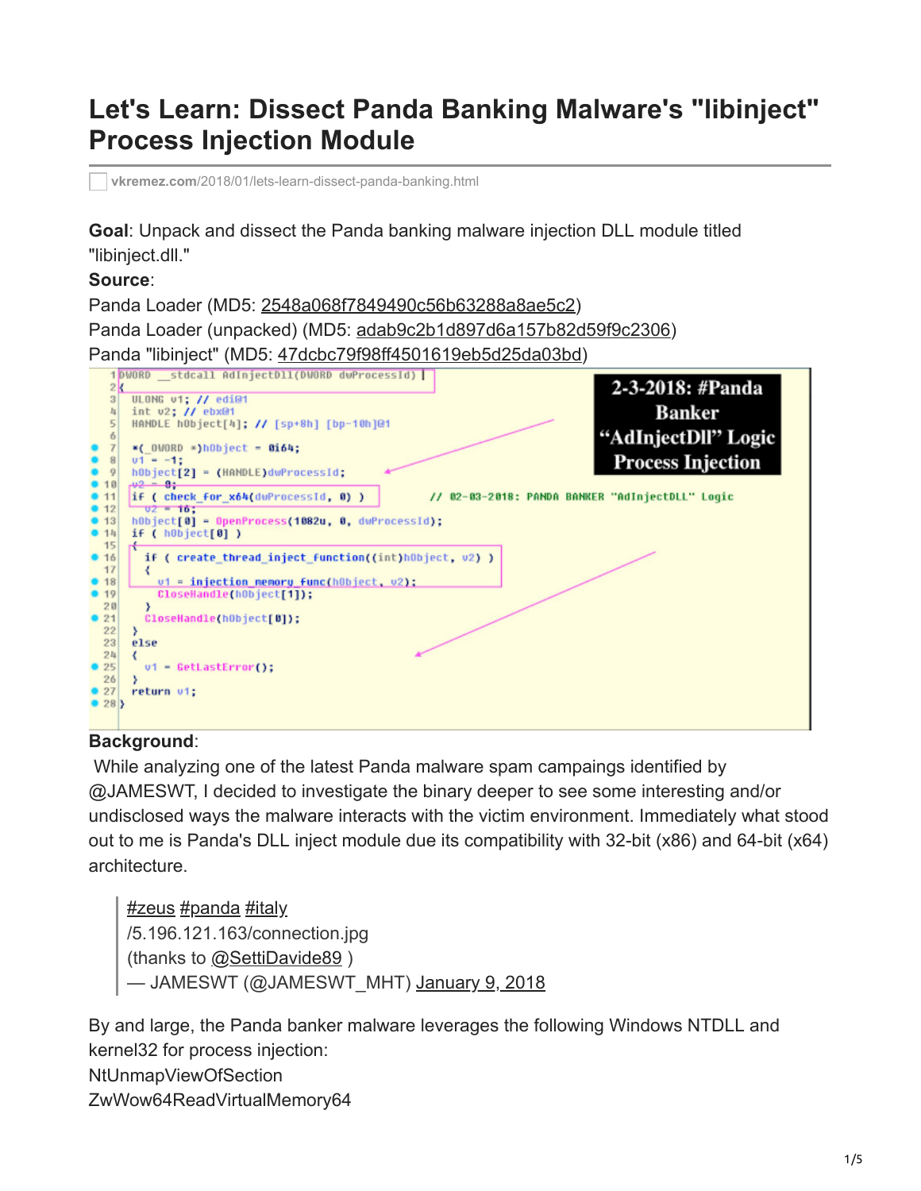# Let's Learn: Dissect Panda Banking Malware's "libinject" Process Injection Module

vkremez.com/2018/01/lets-learn-dissect-panda-banking.html

**Goal**: Unpack and dissect the Panda banking malware injection DLL module titled "libinject.dll."

**Source**:

Panda Loader (MD5: 2548a068f7849490c56b63288a8ae5c2)

Panda Loader (unpacked) (MD5: adab9c2b1d897d6a157b82d59f9c2306)

Panda "libinject" (MD5: 47dcbc79f98ff4501619eb5d25da03bd)

```
1  DWORD __stdcall AdInjectDll(DWORD dwProcessId)
2  {
3    ULONG v1; // edi@1
4    int v2; // ebx@1
5    HANDLE hObject[4]; // [sp+8h] [bp-10h]@1
6
7    *(_QWORD *)hObject = 0i64;
8    v1 = -1;
9    hObject[2] = (HANDLE)dwProcessId;
10   v2 = 8;
11   if ( check_for_x64(dwProcessId, 0) )          // 02-03-2018: PANDA BANKER "AdInjectDLL" Logic
12     v2 = 16;
13   hObject[0] = OpenProcess(1082u, 0, dwProcessId);
14   if ( hObject[0] )
15   {
16     if ( create_thread_inject_function((int)hObject, v2) )
17     {
18       v1 = injection_memory_func(hObject, v2);
19       CloseHandle(hObject[1]);
20     }
21     CloseHandle(hObject[0]);
22   }
23   else
24   {
25     v1 = GetLastError();
26   }
27   return v1;
28 }
```

2-3-2018: #Panda Banker "AdInjectDll" Logic Process Injection

**Background**:

While analyzing one of the latest Panda malware spam campaings identified by @JAMESWT, I decided to investigate the binary deeper to see some interesting and/or undisclosed ways the malware interacts with the victim environment. Immediately what stood out to me is Panda's DLL inject module due its compatibility with 32-bit (x86) and 64-bit (x64) architecture.

> #zeus #panda #italy
> /5.196.121.163/connection.jpg
> (thanks to @SettiDavide89 )
> — JAMESWT (@JAMESWT_MHT) January 9, 2018

By and large, the Panda banker malware leverages the following Windows NTDLL and kernel32 for process injection:

NtUnmapViewOfSection

ZwWow64ReadVirtualMemory64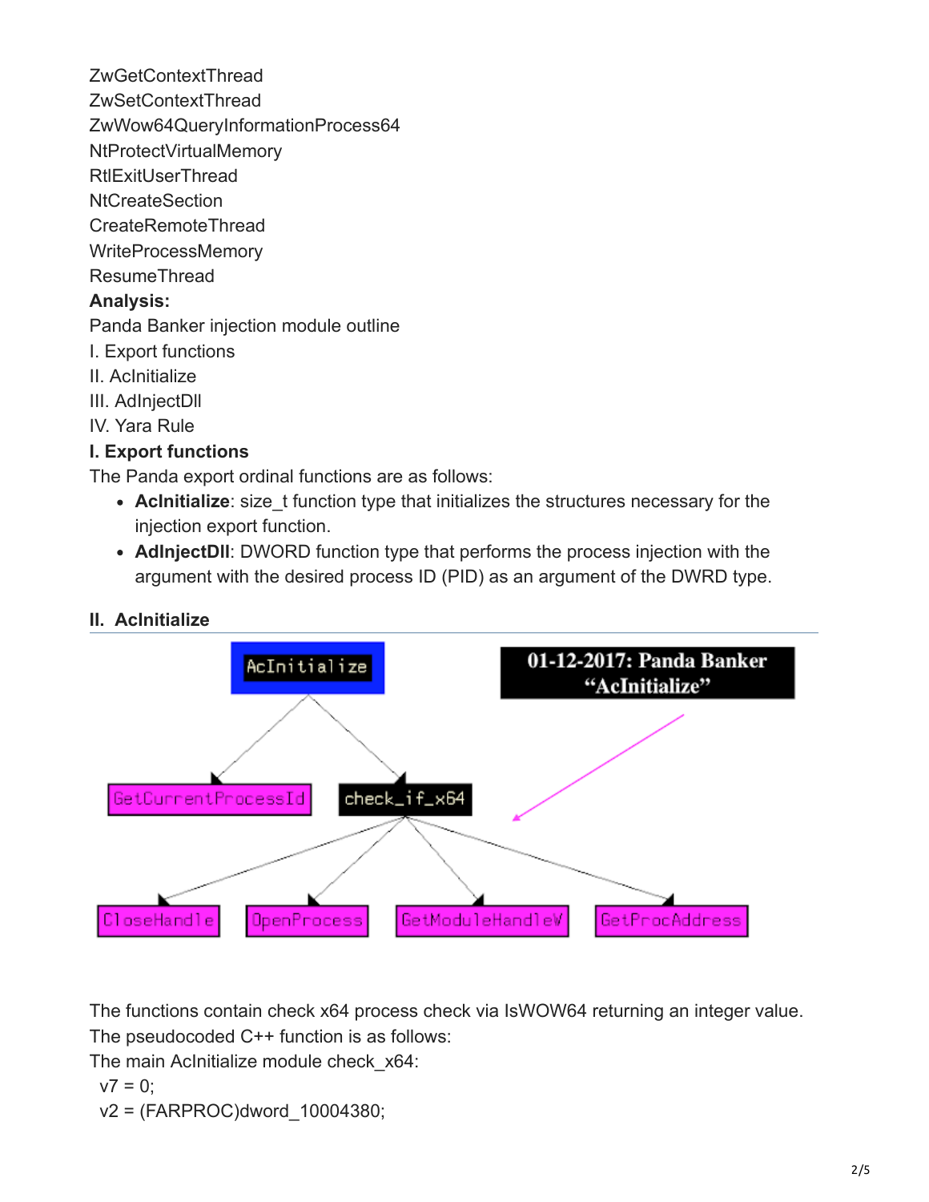ZwGetContextThread
ZwSetContextThread
ZwWow64QueryInformationProcess64
NtProtectVirtualMemory
RtlExitUserThread
NtCreateSection
CreateRemoteThread
WriteProcessMemory
ResumeThread

**Analysis:**

Panda Banker injection module outline

I. Export functions
II. AcInitialize
III. AdInjectDll
IV. Yara Rule

**I. Export functions**

The Panda export ordinal functions are as follows:

- **AcInitialize**: size_t function type that initializes the structures necessary for the injection export function.
- **AdInjectDll**: DWORD function type that performs the process injection with the argument with the desired process ID (PID) as an argument of the DWRD type.

**II. AcInitialize**

The functions contain check x64 process check via IsWOW64 returning an integer value.
The pseudocoded C++ function is as follows:
The main AcInitialize module check_x64:

```
v7 = 0;
v2 = (FARPROC)dword_10004380;
```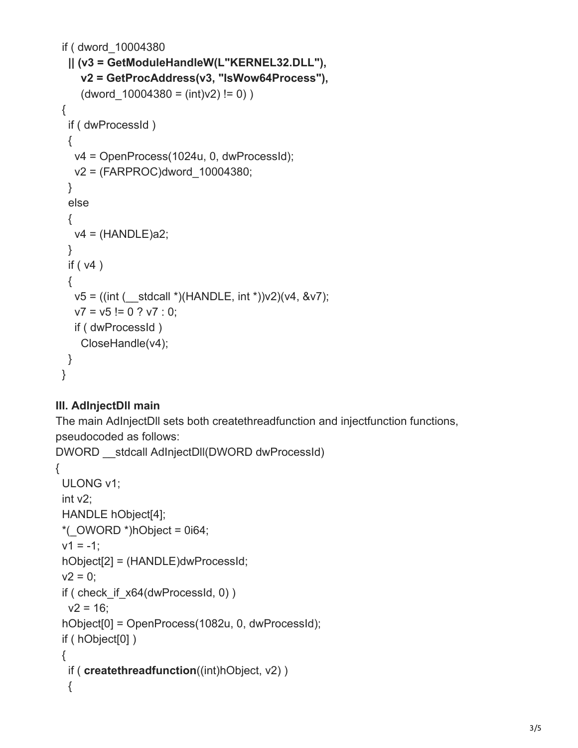```
if ( dword_10004380
  || (v3 = GetModuleHandleW(L"KERNEL32.DLL"),
     v2 = GetProcAddress(v3, "IsWow64Process"),
     (dword_10004380 = (int)v2) != 0) )
{
  if ( dwProcessId )
  {
    v4 = OpenProcess(1024u, 0, dwProcessId);
    v2 = (FARPROC)dword_10004380;
  }
  else
  {
    v4 = (HANDLE)a2;
  }
  if ( v4 )
  {
    v5 = ((int (__stdcall *)(HANDLE, int *))v2)(v4, &v7);
    v7 = v5 != 0 ? v7 : 0;
    if ( dwProcessId )
      CloseHandle(v4);
  }
}
```

**III. AdInjectDll main**

The main AdInjectDll sets both createthreadfunction and injectfunction functions, pseudocoded as follows:

```
DWORD __stdcall AdInjectDll(DWORD dwProcessId)
{
  ULONG v1;
  int v2;
  HANDLE hObject[4];
  *(_OWORD *)hObject = 0i64;
  v1 = -1;
  hObject[2] = (HANDLE)dwProcessId;
  v2 = 0;
  if ( check_if_x64(dwProcessId, 0) )
    v2 = 16;
  hObject[0] = OpenProcess(1082u, 0, dwProcessId);
  if ( hObject[0] )
  {
    if ( createthreadfunction((int)hObject, v2) )
    {
```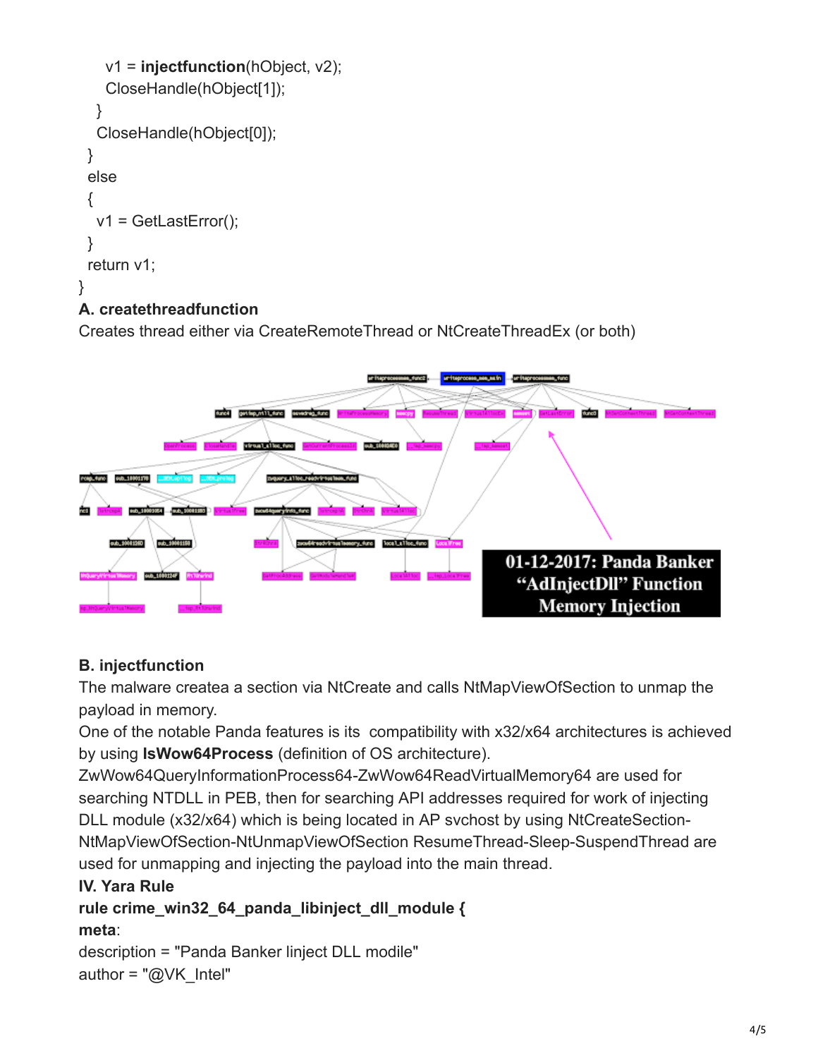```
    v1 = injectfunction(hObject, v2);
    CloseHandle(hObject[1]);
  }
  CloseHandle(hObject[0]);
}
else
{
  v1 = GetLastError();
}
return v1;
}
```

**A. createthreadfunction**

Creates thread either via CreateRemoteThread or NtCreateThreadEx (or both)

**B. injectfunction**

The malware createa a section via NtCreate and calls NtMapViewOfSection to unmap the payload in memory.

One of the notable Panda features is its compatibility with x32/x64 architectures is achieved by using **IsWow64Process** (definition of OS architecture).

ZwWow64QueryInformationProcess64-ZwWow64ReadVirtualMemory64 are used for searching NTDLL in PEB, then for searching API addresses required for work of injecting DLL module (x32/x64) which is being located in AP svchost by using NtCreateSection-NtMapViewOfSection-NtUnmapViewOfSection ResumeThread-Sleep-SuspendThread are used for unmapping and injecting the payload into the main thread.

**IV. Yara Rule**

**rule crime_win32_64_panda_libinject_dll_module {**

**meta**:

description = "Panda Banker Iinject DLL modile"

author = "@VK_Intel"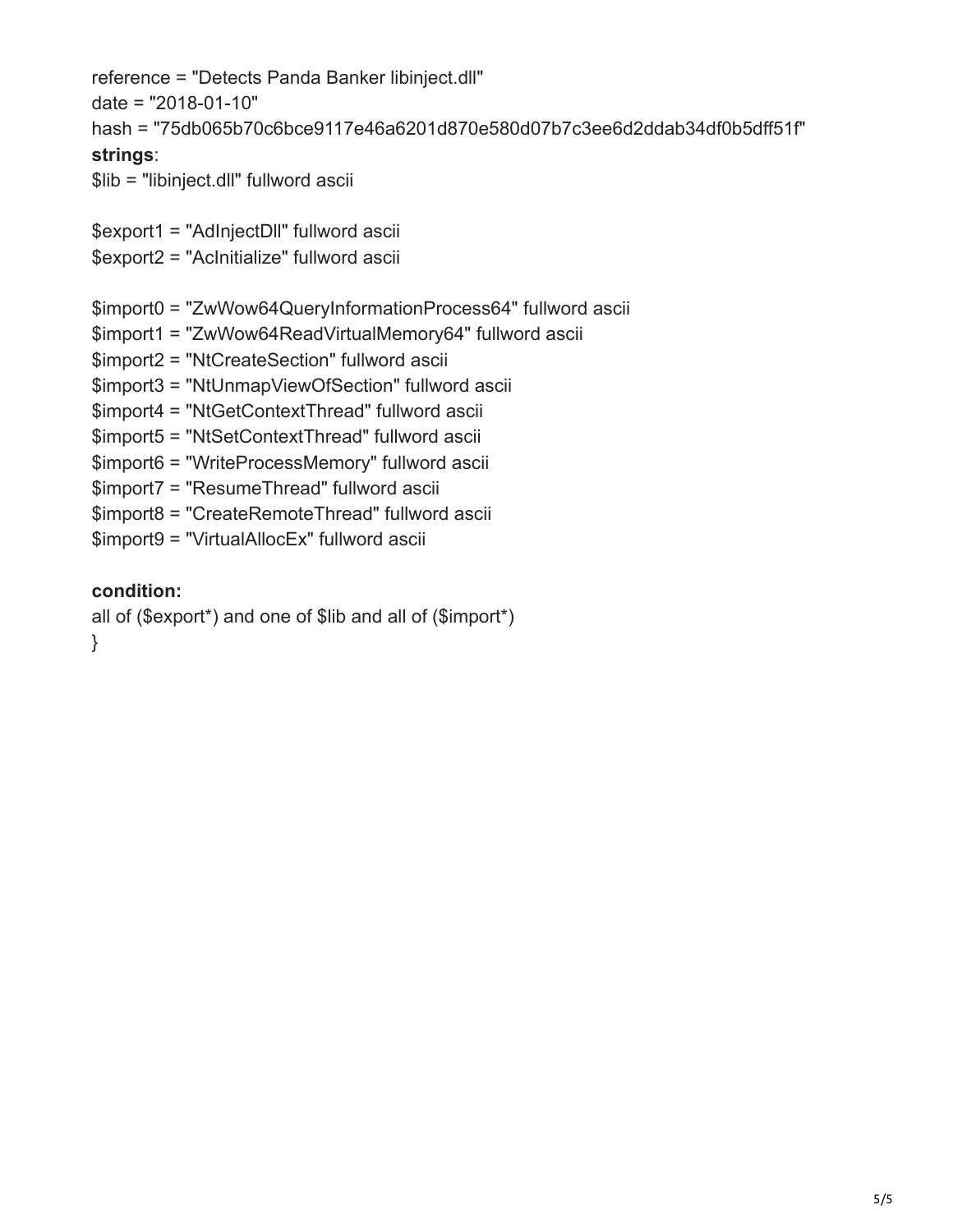```
reference = "Detects Panda Banker libinject.dll"
date = "2018-01-10"
hash = "75db065b70c6bce9117e46a6201d870e580d07b7c3ee6d2ddab34df0b5dff51f"
strings:
$lib = "libinject.dll" fullword ascii

$export1 = "AdInjectDll" fullword ascii
$export2 = "AcInitialize" fullword ascii

$import0 = "ZwWow64QueryInformationProcess64" fullword ascii
$import1 = "ZwWow64ReadVirtualMemory64" fullword ascii
$import2 = "NtCreateSection" fullword ascii
$import3 = "NtUnmapViewOfSection" fullword ascii
$import4 = "NtGetContextThread" fullword ascii
$import5 = "NtSetContextThread" fullword ascii
$import6 = "WriteProcessMemory" fullword ascii
$import7 = "ResumeThread" fullword ascii
$import8 = "CreateRemoteThread" fullword ascii
$import9 = "VirtualAllocEx" fullword ascii

condition:
all of ($export*) and one of $lib and all of ($import*)
}
```